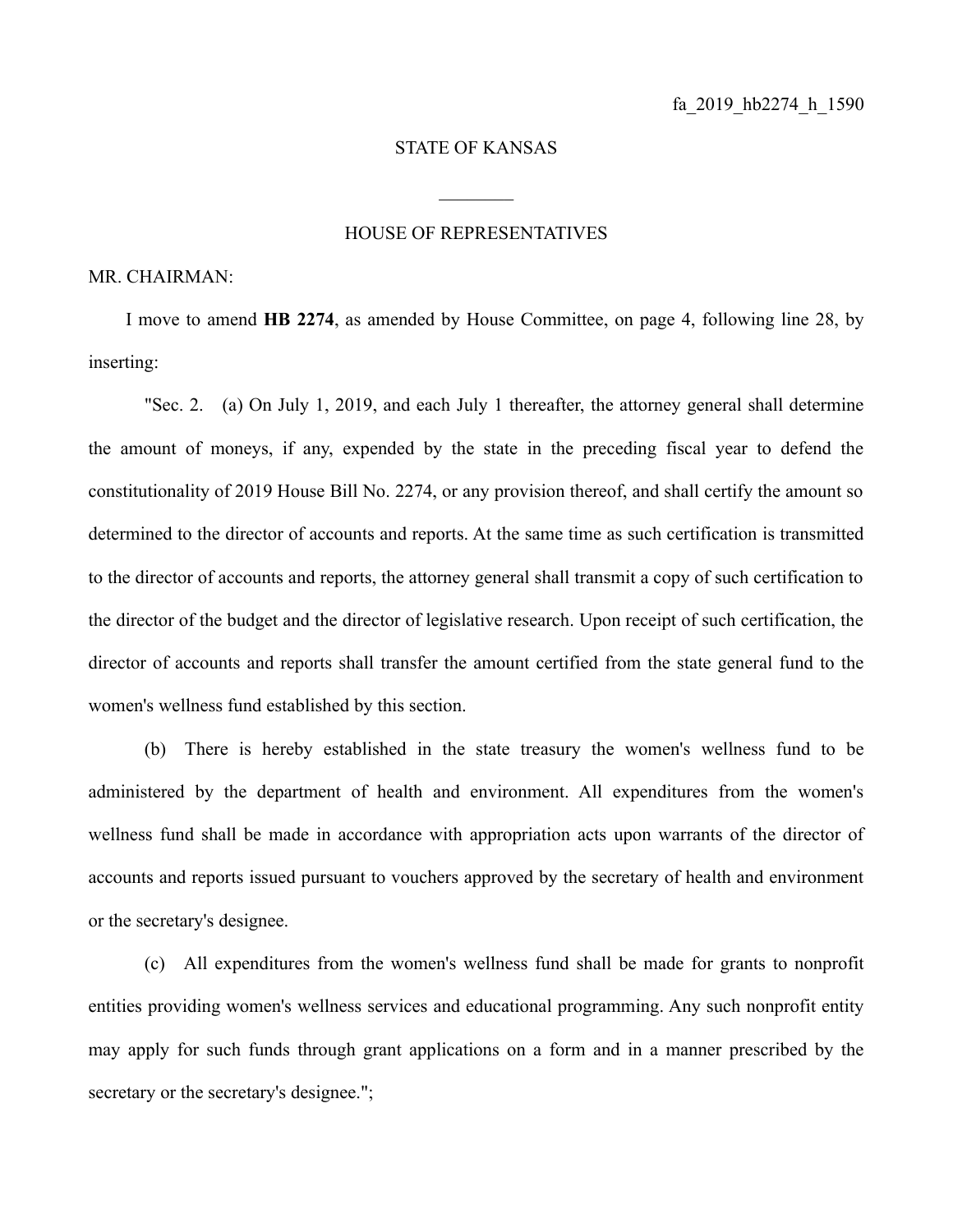fa_2019_hb2274_h_1590

STATE OF KANSAS

________

HOUSE OF REPRESENTATIVES

MR. CHAIRMAN:

I move to amend **HB 2274**, as amended by House Committee, on page 4, following line 28, by inserting:

"Sec. 2. (a) On July 1, 2019, and each July 1 thereafter, the attorney general shall determine the amount of moneys, if any, expended by the state in the preceding fiscal year to defend the constitutionality of 2019 House Bill No. 2274, or any provision thereof, and shall certify the amount so determined to the director of accounts and reports. At the same time as such certification is transmitted to the director of accounts and reports, the attorney general shall transmit a copy of such certification to the director of the budget and the director of legislative research. Upon receipt of such certification, the director of accounts and reports shall transfer the amount certified from the state general fund to the women's wellness fund established by this section.

(b) There is hereby established in the state treasury the women's wellness fund to be administered by the department of health and environment. All expenditures from the women's wellness fund shall be made in accordance with appropriation acts upon warrants of the director of accounts and reports issued pursuant to vouchers approved by the secretary of health and environment or the secretary's designee.

(c) All expenditures from the women's wellness fund shall be made for grants to nonprofit entities providing women's wellness services and educational programming. Any such nonprofit entity may apply for such funds through grant applications on a form and in a manner prescribed by the secretary or the secretary's designee.";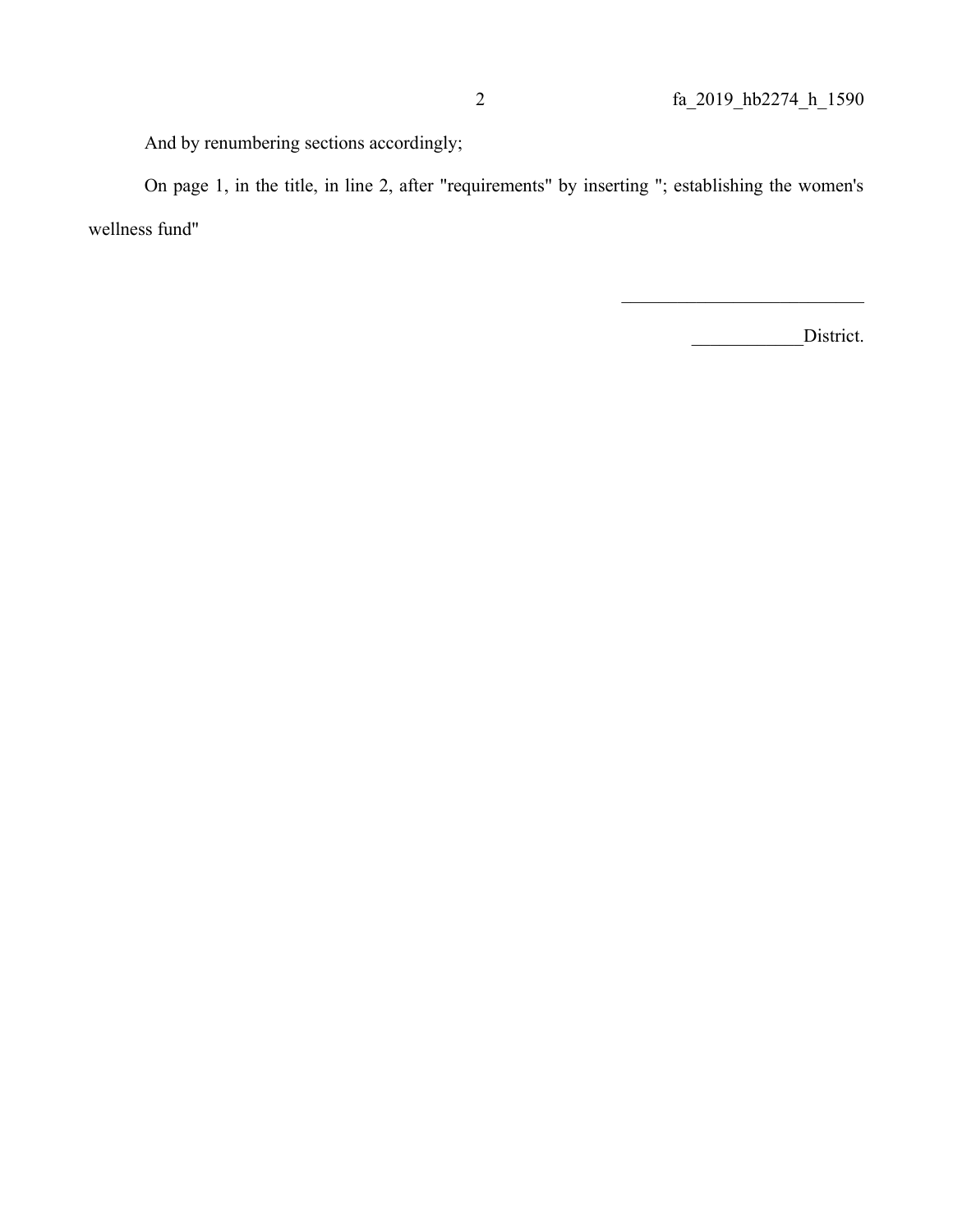And by renumbering sections accordingly;

On page 1, in the title, in line 2, after "requirements" by inserting "; establishing the women's wellness fund"

\_\_\_\_\_\_\_\_\_\_\_\_\_\_\_\_\_\_\_\_\_\_\_\_\_\_

\_\_\_\_\_\_\_\_\_\_\_\_District.